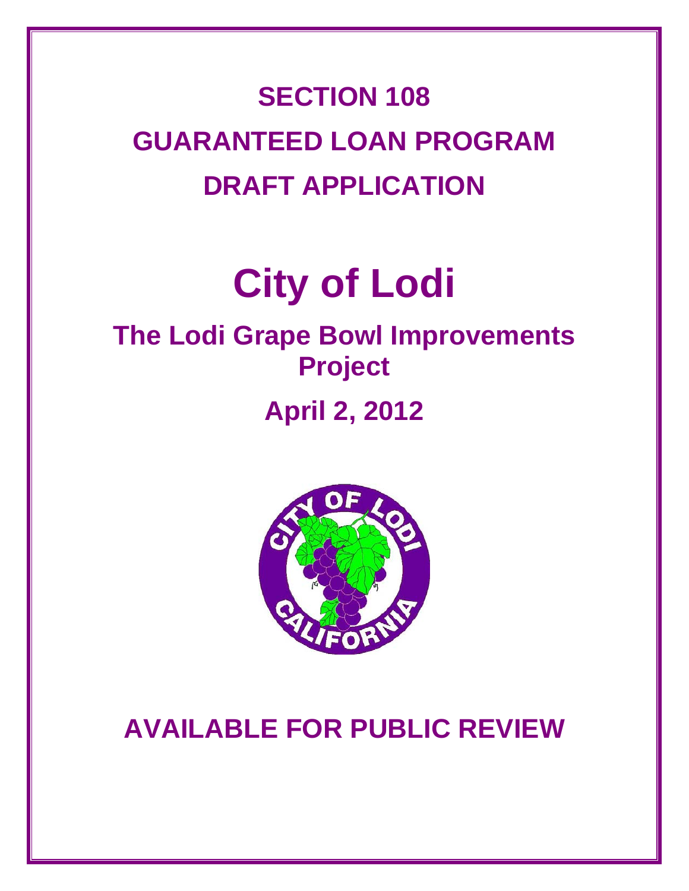# SECTION 108

# GUARANTEED LOAN PROGRAM

# DRAFT APPLICATION

# City of Lodi

## The Lodi Grape Bowl Improvements Project

## April 2, 2012

## AVAILABLE FOR PUBLIC REVIEW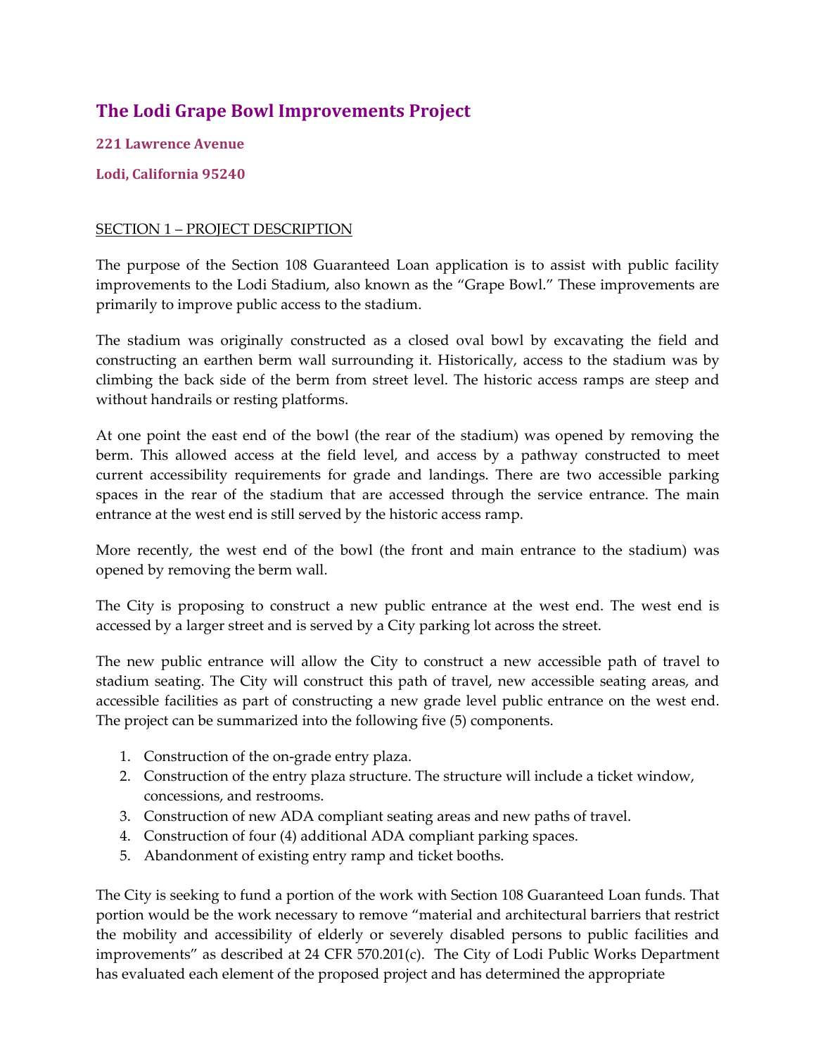## The Lodi Grape Bowl Improvements Project

**221 Lawrence Avenue**

**Lodi, California 95240**

SECTION 1 – PROJECT DESCRIPTION

The purpose of the Section 108 Guaranteed Loan application is to assist with public facility improvements to the Lodi Stadium, also known as the "Grape Bowl." These improvements are primarily to improve public access to the stadium.

The stadium was originally constructed as a closed oval bowl by excavating the field and constructing an earthen berm wall surrounding it. Historically, access to the stadium was by climbing the back side of the berm from street level. The historic access ramps are steep and without handrails or resting platforms.

At one point the east end of the bowl (the rear of the stadium) was opened by removing the berm. This allowed access at the field level, and access by a pathway constructed to meet current accessibility requirements for grade and landings. There are two accessible parking spaces in the rear of the stadium that are accessed through the service entrance. The main entrance at the west end is still served by the historic access ramp.

More recently, the west end of the bowl (the front and main entrance to the stadium) was opened by removing the berm wall.

The City is proposing to construct a new public entrance at the west end. The west end is accessed by a larger street and is served by a City parking lot across the street.

The new public entrance will allow the City to construct a new accessible path of travel to stadium seating. The City will construct this path of travel, new accessible seating areas, and accessible facilities as part of constructing a new grade level public entrance on the west end. The project can be summarized into the following five (5) components.

1. Construction of the on-grade entry plaza.
2. Construction of the entry plaza structure. The structure will include a ticket window, concessions, and restrooms.
3. Construction of new ADA compliant seating areas and new paths of travel.
4. Construction of four (4) additional ADA compliant parking spaces.
5. Abandonment of existing entry ramp and ticket booths.

The City is seeking to fund a portion of the work with Section 108 Guaranteed Loan funds. That portion would be the work necessary to remove "material and architectural barriers that restrict the mobility and accessibility of elderly or severely disabled persons to public facilities and improvements" as described at 24 CFR 570.201(c). The City of Lodi Public Works Department has evaluated each element of the proposed project and has determined the appropriate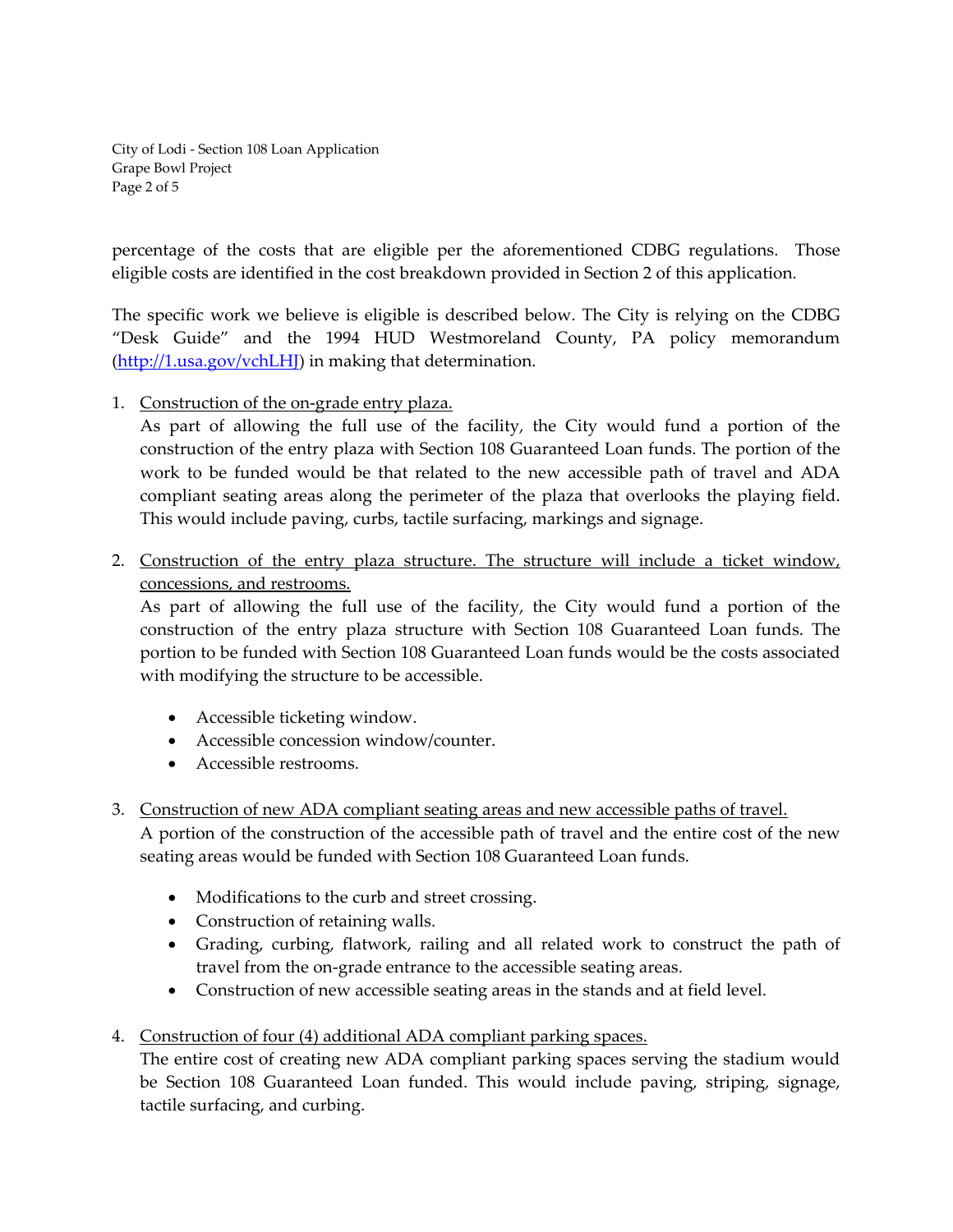percentage of the costs that are eligible per the aforementioned CDBG regulations. Those eligible costs are identified in the cost breakdown provided in Section 2 of this application.

The specific work we believe is eligible is described below. The City is relying on the CDBG "Desk Guide" and the 1994 HUD Westmoreland County, PA policy memorandum ([http://1.usa.gov/vchLHJ](http://1.usa.gov/vchLHJ)) in making that determination.

1. <u>Construction of the on-grade entry plaza.</u>

   As part of allowing the full use of the facility, the City would fund a portion of the construction of the entry plaza with Section 108 Guaranteed Loan funds. The portion of the work to be funded would be that related to the new accessible path of travel and ADA compliant seating areas along the perimeter of the plaza that overlooks the playing field. This would include paving, curbs, tactile surfacing, markings and signage.

2. <u>Construction of the entry plaza structure. The structure will include a ticket window, concessions, and restrooms.</u>

   As part of allowing the full use of the facility, the City would fund a portion of the construction of the entry plaza structure with Section 108 Guaranteed Loan funds. The portion to be funded with Section 108 Guaranteed Loan funds would be the costs associated with modifying the structure to be accessible.

   - Accessible ticketing window.
   - Accessible concession window/counter.
   - Accessible restrooms.

3. <u>Construction of new ADA compliant seating areas and new accessible paths of travel.</u>

   A portion of the construction of the accessible path of travel and the entire cost of the new seating areas would be funded with Section 108 Guaranteed Loan funds.

   - Modifications to the curb and street crossing.
   - Construction of retaining walls.
   - Grading, curbing, flatwork, railing and all related work to construct the path of travel from the on-grade entrance to the accessible seating areas.
   - Construction of new accessible seating areas in the stands and at field level.

4. <u>Construction of four (4) additional ADA compliant parking spaces.</u>

   The entire cost of creating new ADA compliant parking spaces serving the stadium would be Section 108 Guaranteed Loan funded. This would include paving, striping, signage, tactile surfacing, and curbing.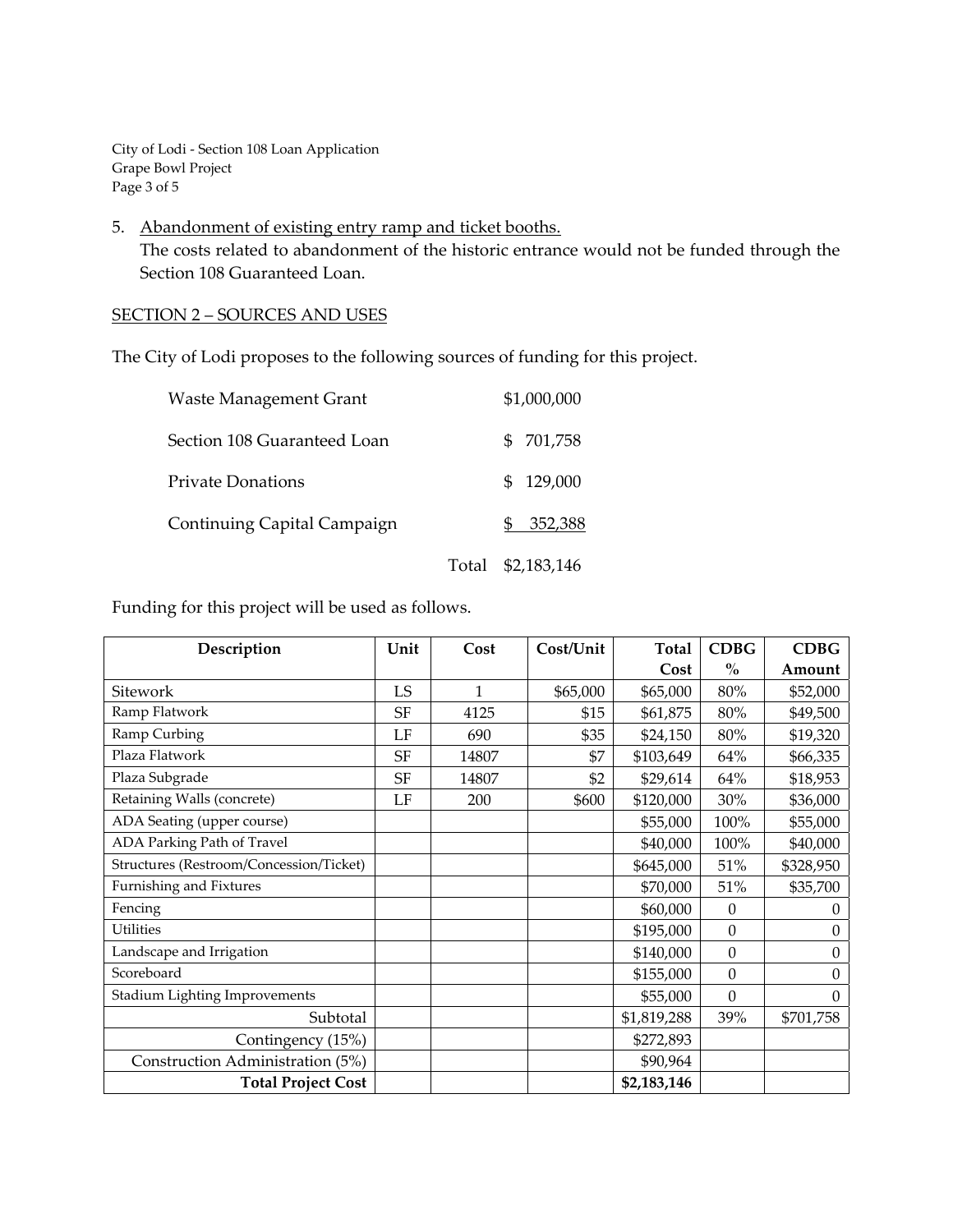5. Abandonment of existing entry ramp and ticket booths.
   The costs related to abandonment of the historic entrance would not be funded through the Section 108 Guaranteed Loan.

## SECTION 2 – SOURCES AND USES

The City of Lodi proposes to the following sources of funding for this project.

| | |
|---|---|
| Waste Management Grant | $1,000,000 |
| Section 108 Guaranteed Loan | $ 701,758 |
| Private Donations | $ 129,000 |
| Continuing Capital Campaign | $ 352,388 |
| Total | $2,183,146 |

Funding for this project will be used as follows.

| Description | Unit | Cost | Cost/Unit | Total Cost | CDBG % | CDBG Amount |
|---|---|---|---|---|---|---|
| Sitework | LS | 1 | $65,000 | $65,000 | 80% | $52,000 |
| Ramp Flatwork | SF | 4125 | $15 | $61,875 | 80% | $49,500 |
| Ramp Curbing | LF | 690 | $35 | $24,150 | 80% | $19,320 |
| Plaza Flatwork | SF | 14807 | $7 | $103,649 | 64% | $66,335 |
| Plaza Subgrade | SF | 14807 | $2 | $29,614 | 64% | $18,953 |
| Retaining Walls (concrete) | LF | 200 | $600 | $120,000 | 30% | $36,000 |
| ADA Seating (upper course) | | | | $55,000 | 100% | $55,000 |
| ADA Parking Path of Travel | | | | $40,000 | 100% | $40,000 |
| Structures (Restroom/Concession/Ticket) | | | | $645,000 | 51% | $328,950 |
| Furnishing and Fixtures | | | | $70,000 | 51% | $35,700 |
| Fencing | | | | $60,000 | 0 | 0 |
| Utilities | | | | $195,000 | 0 | 0 |
| Landscape and Irrigation | | | | $140,000 | 0 | 0 |
| Scoreboard | | | | $155,000 | 0 | 0 |
| Stadium Lighting Improvements | | | | $55,000 | 0 | 0 |
| Subtotal | | | | $1,819,288 | 39% | $701,758 |
| Contingency (15%) | | | | $272,893 | | |
| Construction Administration (5%) | | | | $90,964 | | |
| **Total Project Cost** | | | | **$2,183,146** | | |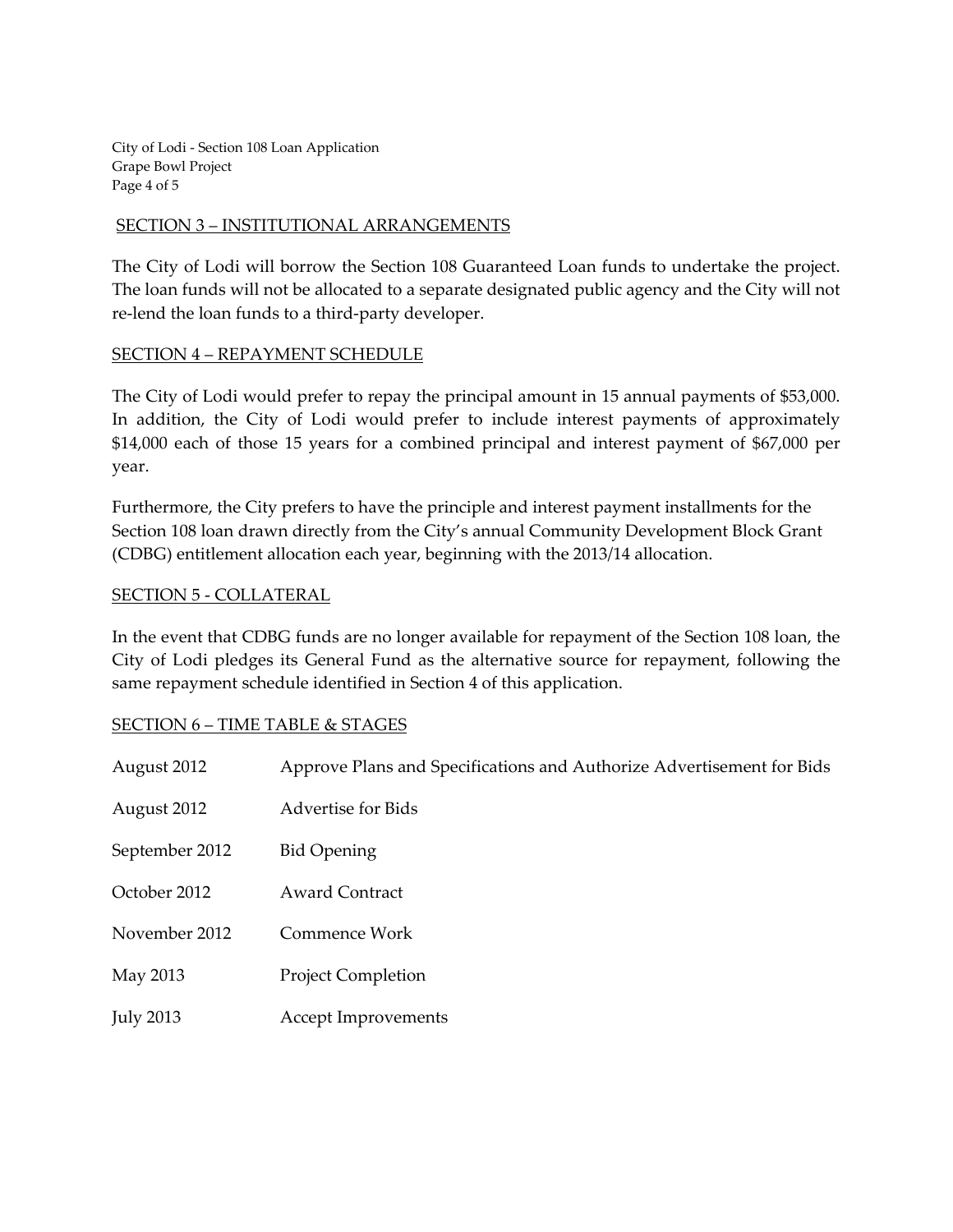## SECTION 3 – INSTITUTIONAL ARRANGEMENTS

The City of Lodi will borrow the Section 108 Guaranteed Loan funds to undertake the project. The loan funds will not be allocated to a separate designated public agency and the City will not re-lend the loan funds to a third-party developer.

## SECTION 4 – REPAYMENT SCHEDULE

The City of Lodi would prefer to repay the principal amount in 15 annual payments of $53,000. In addition, the City of Lodi would prefer to include interest payments of approximately $14,000 each of those 15 years for a combined principal and interest payment of $67,000 per year.

Furthermore, the City prefers to have the principle and interest payment installments for the Section 108 loan drawn directly from the City's annual Community Development Block Grant (CDBG) entitlement allocation each year, beginning with the 2013/14 allocation.

## SECTION 5 - COLLATERAL

In the event that CDBG funds are no longer available for repayment of the Section 108 loan, the City of Lodi pledges its General Fund as the alternative source for repayment, following the same repayment schedule identified in Section 4 of this application.

## SECTION 6 – TIME TABLE & STAGES

| | |
|---|---|
| August 2012 | Approve Plans and Specifications and Authorize Advertisement for Bids |
| August 2012 | Advertise for Bids |
| September 2012 | Bid Opening |
| October 2012 | Award Contract |
| November 2012 | Commence Work |
| May 2013 | Project Completion |
| July 2013 | Accept Improvements |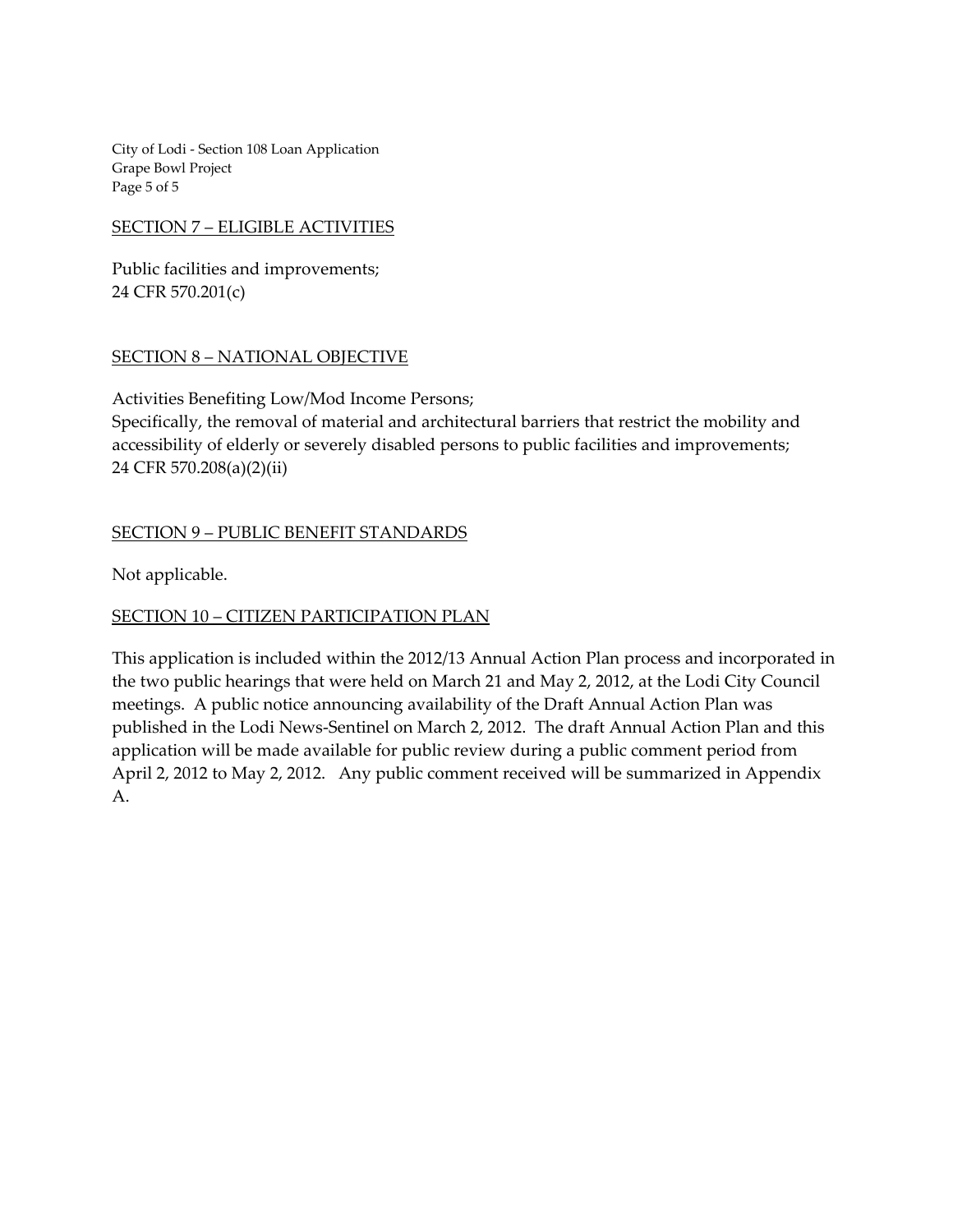SECTION 7 – ELIGIBLE ACTIVITIES

Public facilities and improvements;
24 CFR 570.201(c)

SECTION 8 – NATIONAL OBJECTIVE

Activities Benefiting Low/Mod Income Persons;
Specifically, the removal of material and architectural barriers that restrict the mobility and accessibility of elderly or severely disabled persons to public facilities and improvements;
24 CFR 570.208(a)(2)(ii)

SECTION 9 – PUBLIC BENEFIT STANDARDS

Not applicable.

SECTION 10 – CITIZEN PARTICIPATION PLAN

This application is included within the 2012/13 Annual Action Plan process and incorporated in the two public hearings that were held on March 21 and May 2, 2012, at the Lodi City Council meetings. A public notice announcing availability of the Draft Annual Action Plan was published in the Lodi News-Sentinel on March 2, 2012. The draft Annual Action Plan and this application will be made available for public review during a public comment period from April 2, 2012 to May 2, 2012. Any public comment received will be summarized in Appendix A.